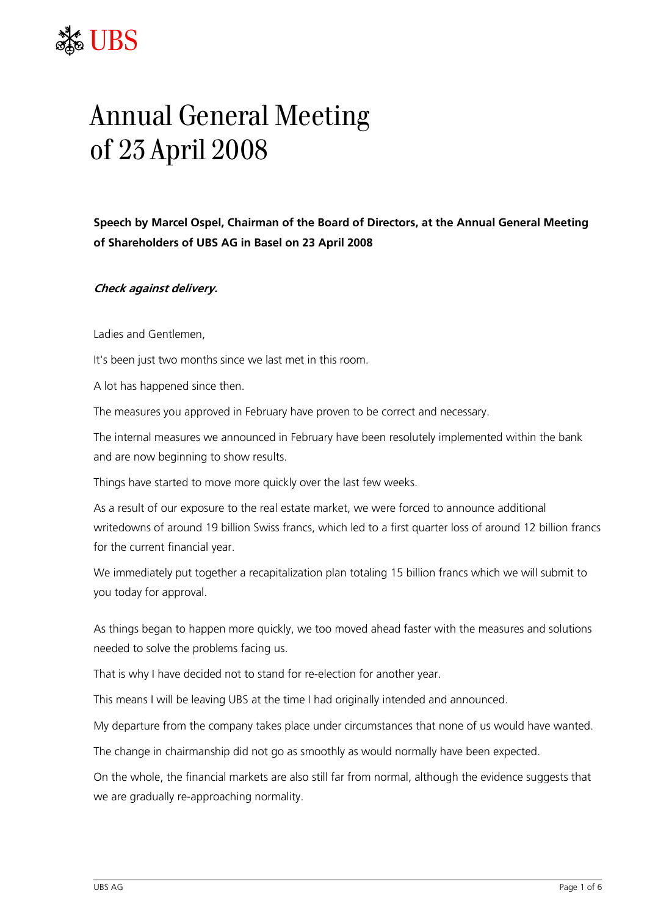# Annual General Meeting of 23 April 2008

**Speech by Marcel Ospel, Chairman of the Board of Directors, at the Annual General Meeting of Shareholders of UBS AG in Basel on 23 April 2008**

***Check against delivery.***

Ladies and Gentlemen,

It's been just two months since we last met in this room.

A lot has happened since then.

The measures you approved in February have proven to be correct and necessary.

The internal measures we announced in February have been resolutely implemented within the bank and are now beginning to show results.

Things have started to move more quickly over the last few weeks.

As a result of our exposure to the real estate market, we were forced to announce additional writedowns of around 19 billion Swiss francs, which led to a first quarter loss of around 12 billion francs for the current financial year.

We immediately put together a recapitalization plan totaling 15 billion francs which we will submit to you today for approval.

As things began to happen more quickly, we too moved ahead faster with the measures and solutions needed to solve the problems facing us.

That is why I have decided not to stand for re-election for another year.

This means I will be leaving UBS at the time I had originally intended and announced.

My departure from the company takes place under circumstances that none of us would have wanted.

The change in chairmanship did not go as smoothly as would normally have been expected.

On the whole, the financial markets are also still far from normal, although the evidence suggests that we are gradually re-approaching normality.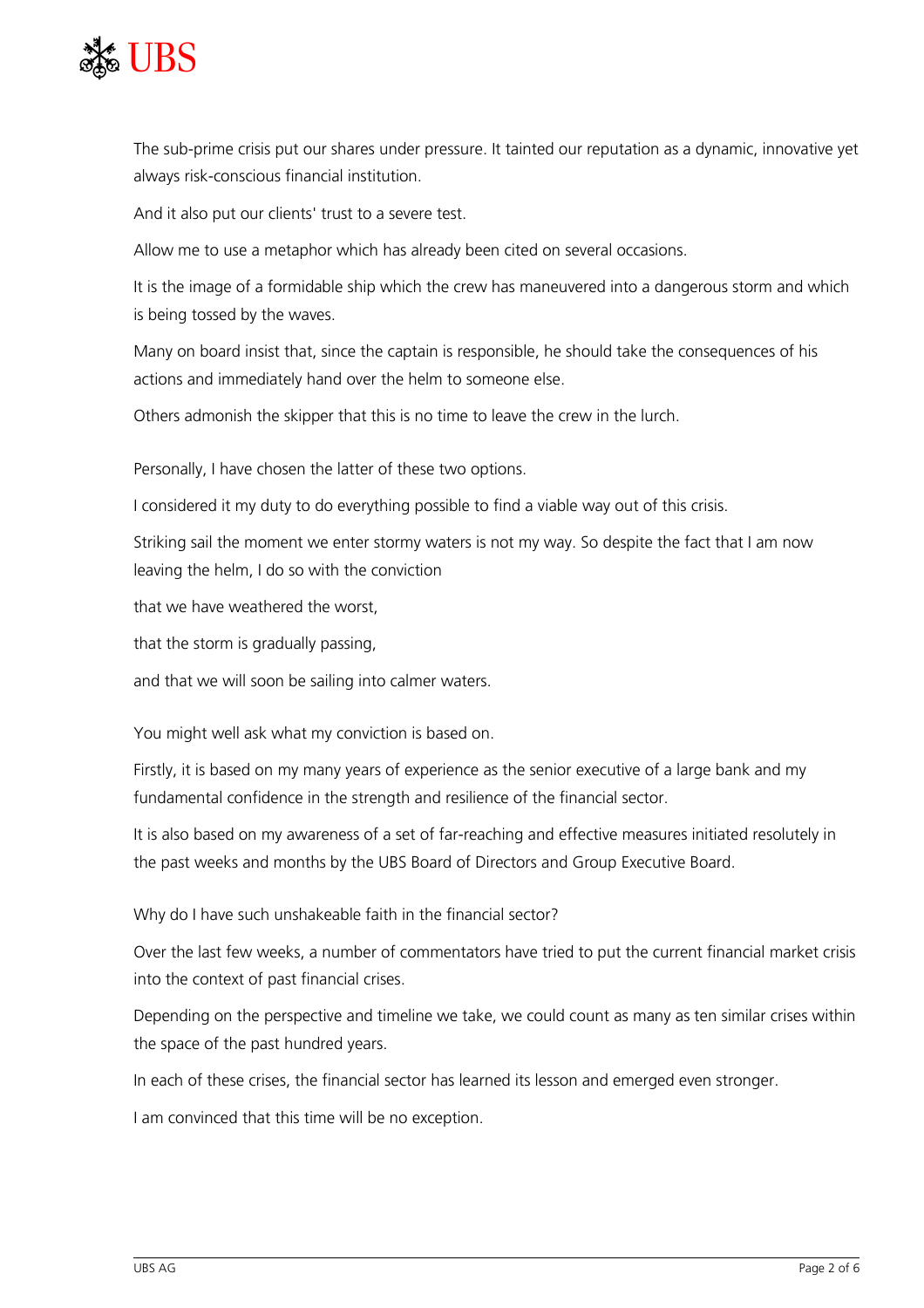The sub-prime crisis put our shares under pressure. It tainted our reputation as a dynamic, innovative yet always risk-conscious financial institution.

And it also put our clients' trust to a severe test.

Allow me to use a metaphor which has already been cited on several occasions.

It is the image of a formidable ship which the crew has maneuvered into a dangerous storm and which is being tossed by the waves.

Many on board insist that, since the captain is responsible, he should take the consequences of his actions and immediately hand over the helm to someone else.

Others admonish the skipper that this is no time to leave the crew in the lurch.

Personally, I have chosen the latter of these two options.

I considered it my duty to do everything possible to find a viable way out of this crisis.

Striking sail the moment we enter stormy waters is not my way. So despite the fact that I am now leaving the helm, I do so with the conviction

that we have weathered the worst,

that the storm is gradually passing,

and that we will soon be sailing into calmer waters.

You might well ask what my conviction is based on.

Firstly, it is based on my many years of experience as the senior executive of a large bank and my fundamental confidence in the strength and resilience of the financial sector.

It is also based on my awareness of a set of far-reaching and effective measures initiated resolutely in the past weeks and months by the UBS Board of Directors and Group Executive Board.

Why do I have such unshakeable faith in the financial sector?

Over the last few weeks, a number of commentators have tried to put the current financial market crisis into the context of past financial crises.

Depending on the perspective and timeline we take, we could count as many as ten similar crises within the space of the past hundred years.

In each of these crises, the financial sector has learned its lesson and emerged even stronger.

I am convinced that this time will be no exception.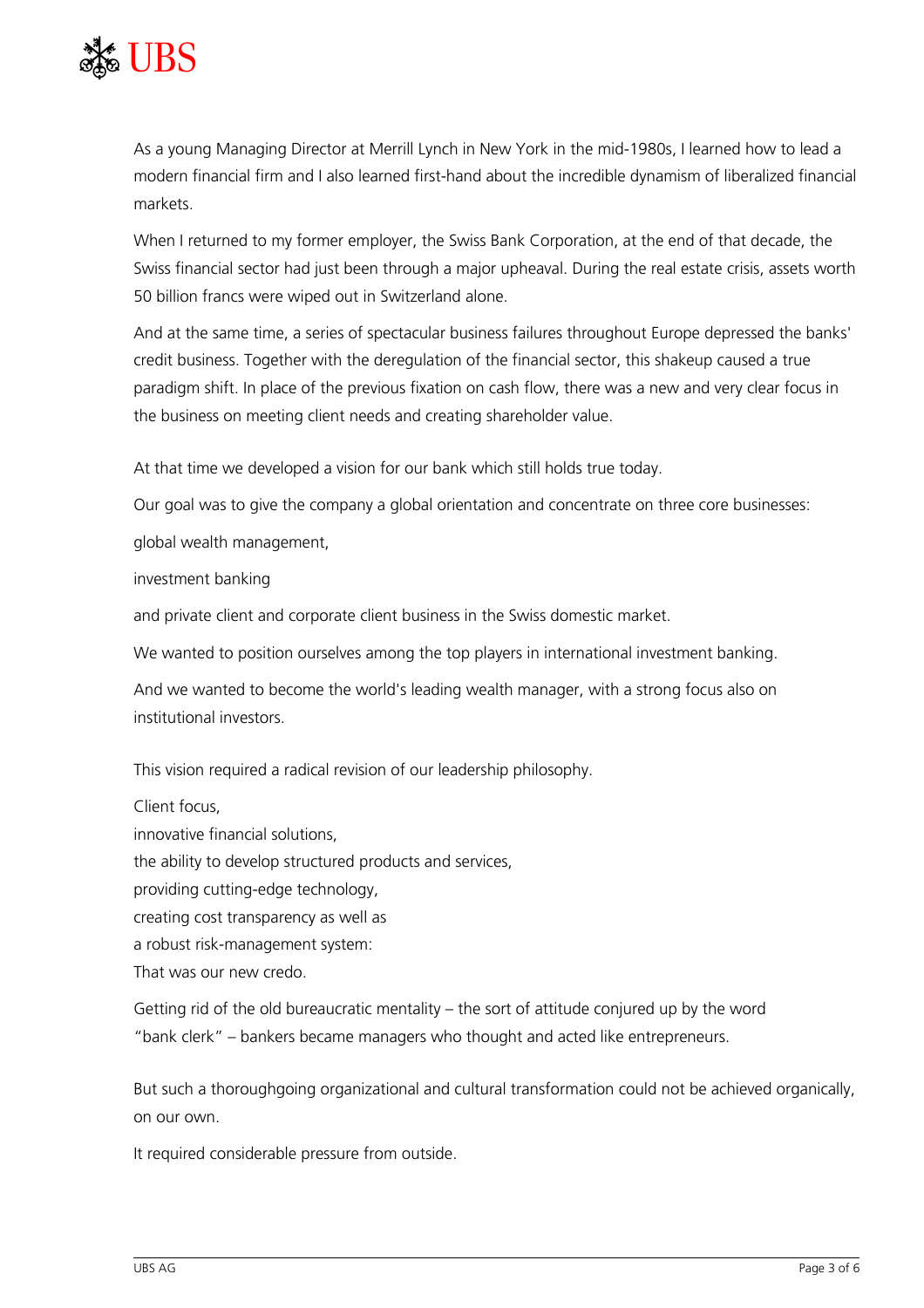As a young Managing Director at Merrill Lynch in New York in the mid-1980s, I learned how to lead a modern financial firm and I also learned first-hand about the incredible dynamism of liberalized financial markets.

When I returned to my former employer, the Swiss Bank Corporation, at the end of that decade, the Swiss financial sector had just been through a major upheaval. During the real estate crisis, assets worth 50 billion francs were wiped out in Switzerland alone.

And at the same time, a series of spectacular business failures throughout Europe depressed the banks' credit business. Together with the deregulation of the financial sector, this shakeup caused a true paradigm shift. In place of the previous fixation on cash flow, there was a new and very clear focus in the business on meeting client needs and creating shareholder value.

At that time we developed a vision for our bank which still holds true today.

Our goal was to give the company a global orientation and concentrate on three core businesses:

global wealth management,

investment banking

and private client and corporate client business in the Swiss domestic market.

We wanted to position ourselves among the top players in international investment banking.

And we wanted to become the world's leading wealth manager, with a strong focus also on institutional investors.

This vision required a radical revision of our leadership philosophy.

Client focus,  
innovative financial solutions,  
the ability to develop structured products and services,  
providing cutting-edge technology,  
creating cost transparency as well as  
a robust risk-management system:  
That was our new credo.

Getting rid of the old bureaucratic mentality – the sort of attitude conjured up by the word "bank clerk" – bankers became managers who thought and acted like entrepreneurs.

But such a thoroughgoing organizational and cultural transformation could not be achieved organically, on our own.

It required considerable pressure from outside.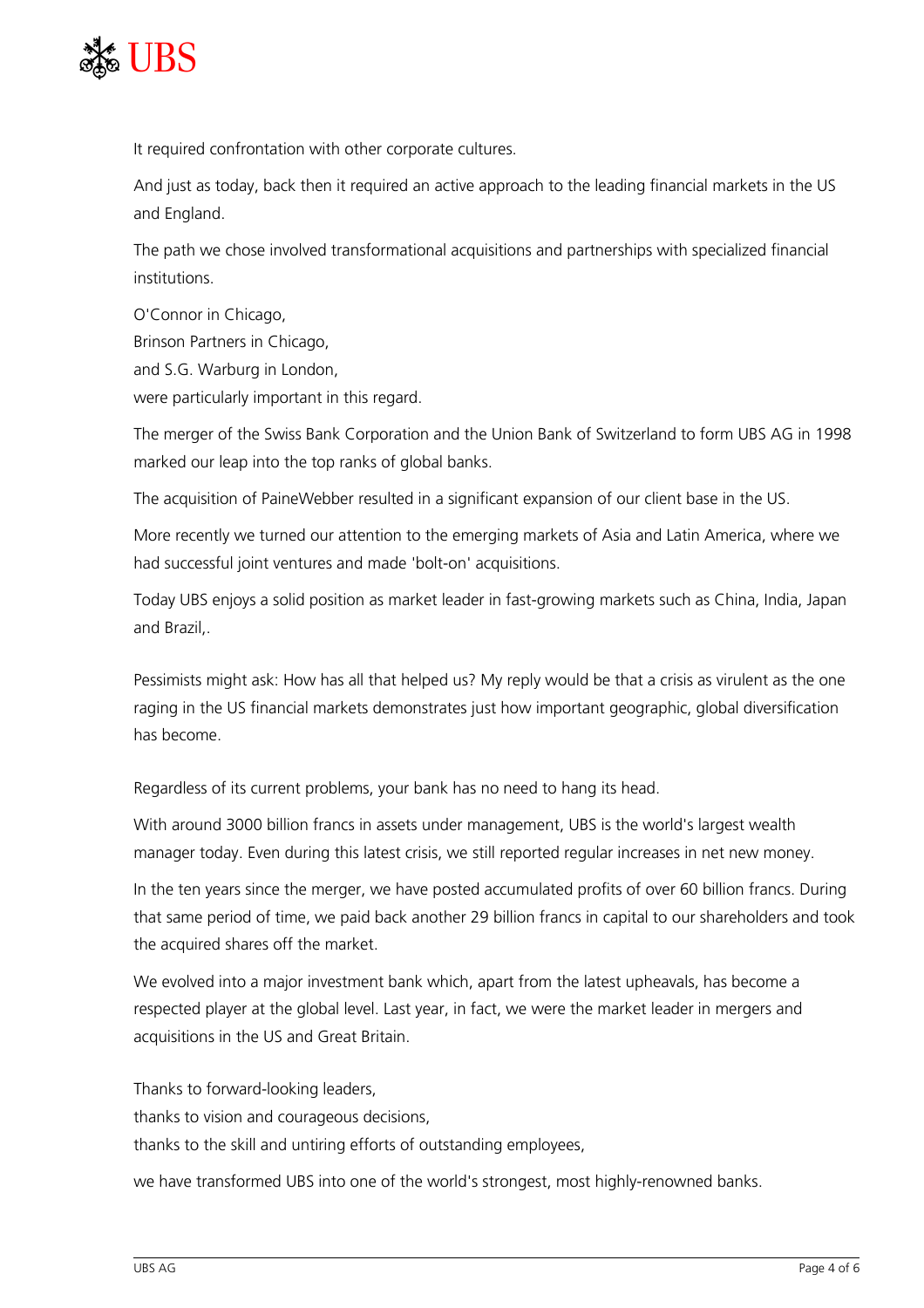It required confrontation with other corporate cultures.

And just as today, back then it required an active approach to the leading financial markets in the US and England.

The path we chose involved transformational acquisitions and partnerships with specialized financial institutions.

O'Connor in Chicago,
Brinson Partners in Chicago,
and S.G. Warburg in London,
were particularly important in this regard.

The merger of the Swiss Bank Corporation and the Union Bank of Switzerland to form UBS AG in 1998 marked our leap into the top ranks of global banks.

The acquisition of PaineWebber resulted in a significant expansion of our client base in the US.

More recently we turned our attention to the emerging markets of Asia and Latin America, where we had successful joint ventures and made 'bolt-on' acquisitions.

Today UBS enjoys a solid position as market leader in fast-growing markets such as China, India, Japan and Brazil,.

Pessimists might ask: How has all that helped us? My reply would be that a crisis as virulent as the one raging in the US financial markets demonstrates just how important geographic, global diversification has become.

Regardless of its current problems, your bank has no need to hang its head.

With around 3000 billion francs in assets under management, UBS is the world's largest wealth manager today. Even during this latest crisis, we still reported regular increases in net new money.

In the ten years since the merger, we have posted accumulated profits of over 60 billion francs. During that same period of time, we paid back another 29 billion francs in capital to our shareholders and took the acquired shares off the market.

We evolved into a major investment bank which, apart from the latest upheavals, has become a respected player at the global level. Last year, in fact, we were the market leader in mergers and acquisitions in the US and Great Britain.

Thanks to forward-looking leaders,
thanks to vision and courageous decisions,
thanks to the skill and untiring efforts of outstanding employees,

we have transformed UBS into one of the world's strongest, most highly-renowned banks.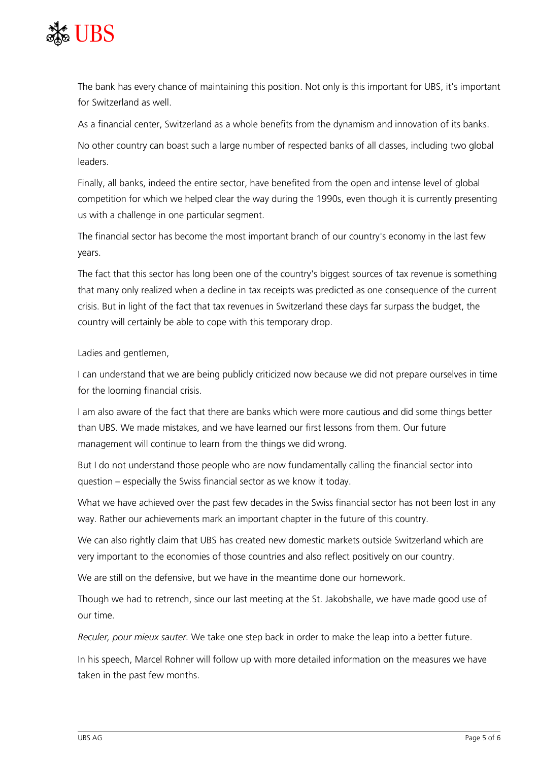The bank has every chance of maintaining this position. Not only is this important for UBS, it's important for Switzerland as well.

As a financial center, Switzerland as a whole benefits from the dynamism and innovation of its banks.

No other country can boast such a large number of respected banks of all classes, including two global leaders.

Finally, all banks, indeed the entire sector, have benefited from the open and intense level of global competition for which we helped clear the way during the 1990s, even though it is currently presenting us with a challenge in one particular segment.

The financial sector has become the most important branch of our country's economy in the last few years.

The fact that this sector has long been one of the country's biggest sources of tax revenue is something that many only realized when a decline in tax receipts was predicted as one consequence of the current crisis. But in light of the fact that tax revenues in Switzerland these days far surpass the budget, the country will certainly be able to cope with this temporary drop.

Ladies and gentlemen,

I can understand that we are being publicly criticized now because we did not prepare ourselves in time for the looming financial crisis.

I am also aware of the fact that there are banks which were more cautious and did some things better than UBS. We made mistakes, and we have learned our first lessons from them. Our future management will continue to learn from the things we did wrong.

But I do not understand those people who are now fundamentally calling the financial sector into question – especially the Swiss financial sector as we know it today.

What we have achieved over the past few decades in the Swiss financial sector has not been lost in any way. Rather our achievements mark an important chapter in the future of this country.

We can also rightly claim that UBS has created new domestic markets outside Switzerland which are very important to the economies of those countries and also reflect positively on our country.

We are still on the defensive, but we have in the meantime done our homework.

Though we had to retrench, since our last meeting at the St. Jakobshalle, we have made good use of our time.

*Reculer, pour mieux sauter.* We take one step back in order to make the leap into a better future.

In his speech, Marcel Rohner will follow up with more detailed information on the measures we have taken in the past few months.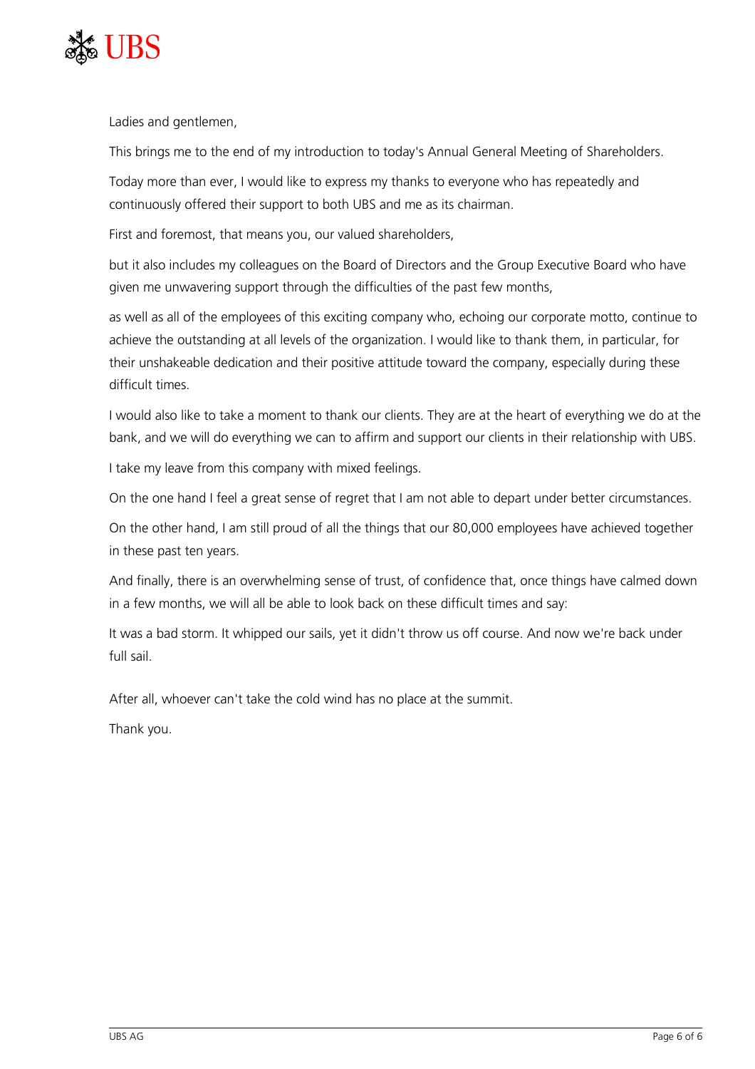Ladies and gentlemen,

This brings me to the end of my introduction to today's Annual General Meeting of Shareholders.

Today more than ever, I would like to express my thanks to everyone who has repeatedly and continuously offered their support to both UBS and me as its chairman.

First and foremost, that means you, our valued shareholders,

but it also includes my colleagues on the Board of Directors and the Group Executive Board who have given me unwavering support through the difficulties of the past few months,

as well as all of the employees of this exciting company who, echoing our corporate motto, continue to achieve the outstanding at all levels of the organization. I would like to thank them, in particular, for their unshakeable dedication and their positive attitude toward the company, especially during these difficult times.

I would also like to take a moment to thank our clients. They are at the heart of everything we do at the bank, and we will do everything we can to affirm and support our clients in their relationship with UBS.

I take my leave from this company with mixed feelings.

On the one hand I feel a great sense of regret that I am not able to depart under better circumstances.

On the other hand, I am still proud of all the things that our 80,000 employees have achieved together in these past ten years.

And finally, there is an overwhelming sense of trust, of confidence that, once things have calmed down in a few months, we will all be able to look back on these difficult times and say:

It was a bad storm. It whipped our sails, yet it didn't throw us off course. And now we're back under full sail.

After all, whoever can't take the cold wind has no place at the summit.

Thank you.